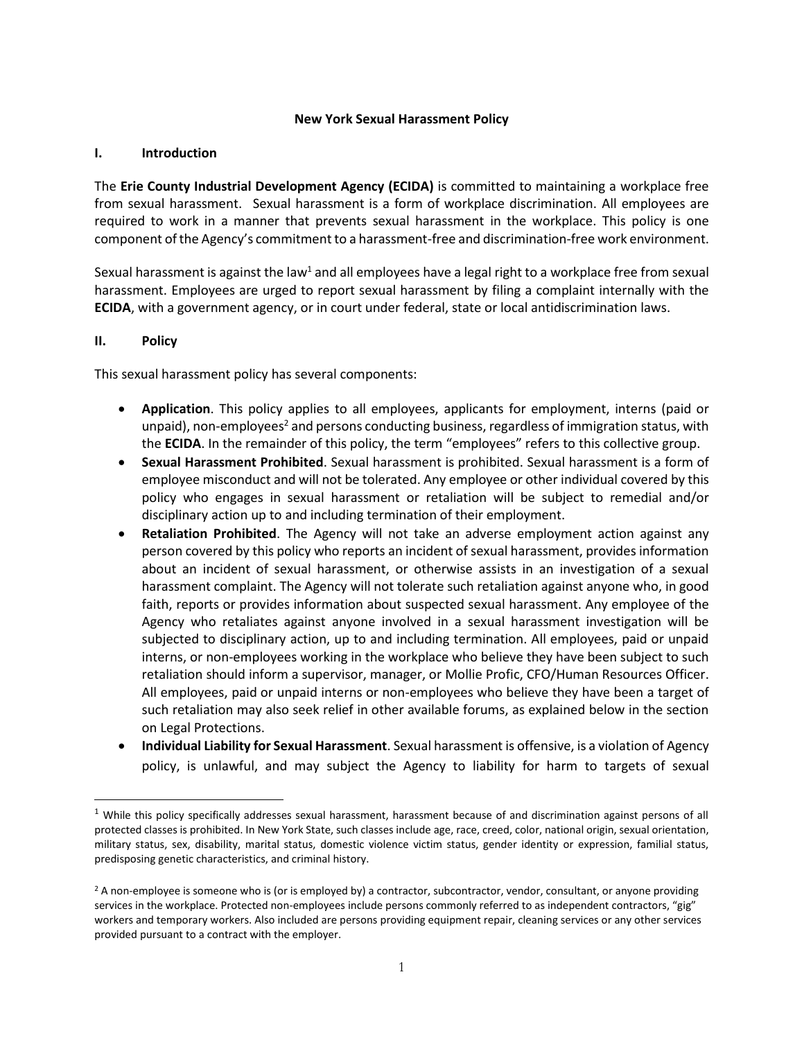# New York Sexual Harassment Policy

## I. Introduction

The **Erie County Industrial Development Agency (ECIDA)** is committed to maintaining a workplace free from sexual harassment. Sexual harassment is a form of workplace discrimination. All employees are required to work in a manner that prevents sexual harassment in the workplace. This policy is one component of the Agency's commitment to a harassment-free and discrimination-free work environment.

Sexual harassment is against the law[1] and all employees have a legal right to a workplace free from sexual harassment. Employees are urged to report sexual harassment by filing a complaint internally with the **ECIDA**, with a government agency, or in court under federal, state or local antidiscrimination laws.

## II. Policy

This sexual harassment policy has several components:

- **Application**. This policy applies to all employees, applicants for employment, interns (paid or unpaid), non-employees[2] and persons conducting business, regardless of immigration status, with the **ECIDA**. In the remainder of this policy, the term "employees" refers to this collective group.
- **Sexual Harassment Prohibited**. Sexual harassment is prohibited. Sexual harassment is a form of employee misconduct and will not be tolerated. Any employee or other individual covered by this policy who engages in sexual harassment or retaliation will be subject to remedial and/or disciplinary action up to and including termination of their employment.
- **Retaliation Prohibited**. The Agency will not take an adverse employment action against any person covered by this policy who reports an incident of sexual harassment, provides information about an incident of sexual harassment, or otherwise assists in an investigation of a sexual harassment complaint. The Agency will not tolerate such retaliation against anyone who, in good faith, reports or provides information about suspected sexual harassment. Any employee of the Agency who retaliates against anyone involved in a sexual harassment investigation will be subjected to disciplinary action, up to and including termination. All employees, paid or unpaid interns, or non-employees working in the workplace who believe they have been subject to such retaliation should inform a supervisor, manager, or Mollie Profic, CFO/Human Resources Officer. All employees, paid or unpaid interns or non-employees who believe they have been a target of such retaliation may also seek relief in other available forums, as explained below in the section on Legal Protections.
- **Individual Liability for Sexual Harassment**. Sexual harassment is offensive, is a violation of Agency policy, is unlawful, and may subject the Agency to liability for harm to targets of sexual

---

[1] While this policy specifically addresses sexual harassment, harassment because of and discrimination against persons of all protected classes is prohibited. In New York State, such classes include age, race, creed, color, national origin, sexual orientation, military status, sex, disability, marital status, domestic violence victim status, gender identity or expression, familial status, predisposing genetic characteristics, and criminal history.

[2] A non-employee is someone who is (or is employed by) a contractor, subcontractor, vendor, consultant, or anyone providing services in the workplace. Protected non-employees include persons commonly referred to as independent contractors, "gig" workers and temporary workers. Also included are persons providing equipment repair, cleaning services or any other services provided pursuant to a contract with the employer.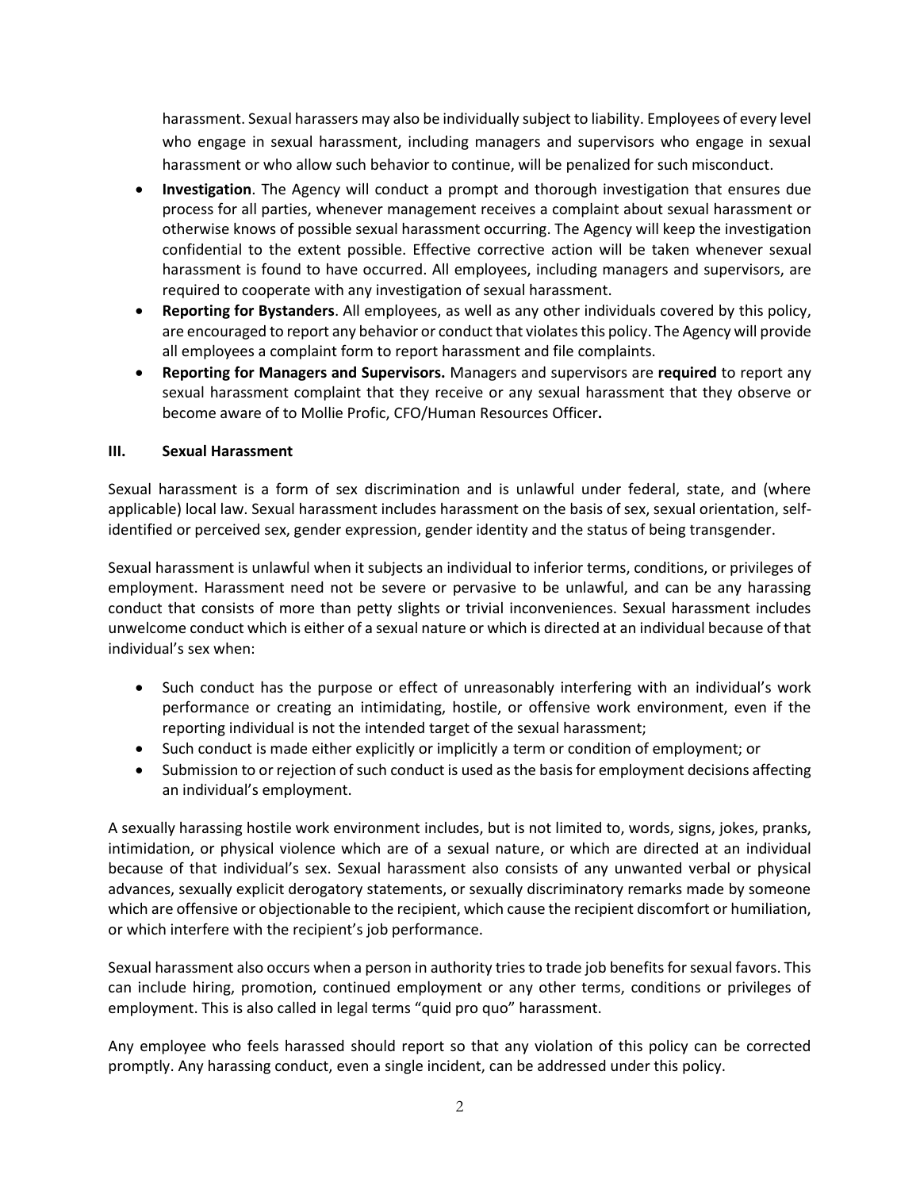harassment. Sexual harassers may also be individually subject to liability. Employees of every level who engage in sexual harassment, including managers and supervisors who engage in sexual harassment or who allow such behavior to continue, will be penalized for such misconduct.

- **Investigation**. The Agency will conduct a prompt and thorough investigation that ensures due process for all parties, whenever management receives a complaint about sexual harassment or otherwise knows of possible sexual harassment occurring. The Agency will keep the investigation confidential to the extent possible. Effective corrective action will be taken whenever sexual harassment is found to have occurred. All employees, including managers and supervisors, are required to cooperate with any investigation of sexual harassment.
- **Reporting for Bystanders**. All employees, as well as any other individuals covered by this policy, are encouraged to report any behavior or conduct that violates this policy. The Agency will provide all employees a complaint form to report harassment and file complaints.
- **Reporting for Managers and Supervisors.** Managers and supervisors are **required** to report any sexual harassment complaint that they receive or any sexual harassment that they observe or become aware of to Mollie Profic, CFO/Human Resources Officer**.**

## III. Sexual Harassment

Sexual harassment is a form of sex discrimination and is unlawful under federal, state, and (where applicable) local law. Sexual harassment includes harassment on the basis of sex, sexual orientation, self-identified or perceived sex, gender expression, gender identity and the status of being transgender.

Sexual harassment is unlawful when it subjects an individual to inferior terms, conditions, or privileges of employment. Harassment need not be severe or pervasive to be unlawful, and can be any harassing conduct that consists of more than petty slights or trivial inconveniences. Sexual harassment includes unwelcome conduct which is either of a sexual nature or which is directed at an individual because of that individual's sex when:

- Such conduct has the purpose or effect of unreasonably interfering with an individual's work performance or creating an intimidating, hostile, or offensive work environment, even if the reporting individual is not the intended target of the sexual harassment;
- Such conduct is made either explicitly or implicitly a term or condition of employment; or
- Submission to or rejection of such conduct is used as the basis for employment decisions affecting an individual's employment.

A sexually harassing hostile work environment includes, but is not limited to, words, signs, jokes, pranks, intimidation, or physical violence which are of a sexual nature, or which are directed at an individual because of that individual's sex. Sexual harassment also consists of any unwanted verbal or physical advances, sexually explicit derogatory statements, or sexually discriminatory remarks made by someone which are offensive or objectionable to the recipient, which cause the recipient discomfort or humiliation, or which interfere with the recipient's job performance.

Sexual harassment also occurs when a person in authority tries to trade job benefits for sexual favors. This can include hiring, promotion, continued employment or any other terms, conditions or privileges of employment. This is also called in legal terms "quid pro quo" harassment.

Any employee who feels harassed should report so that any violation of this policy can be corrected promptly. Any harassing conduct, even a single incident, can be addressed under this policy.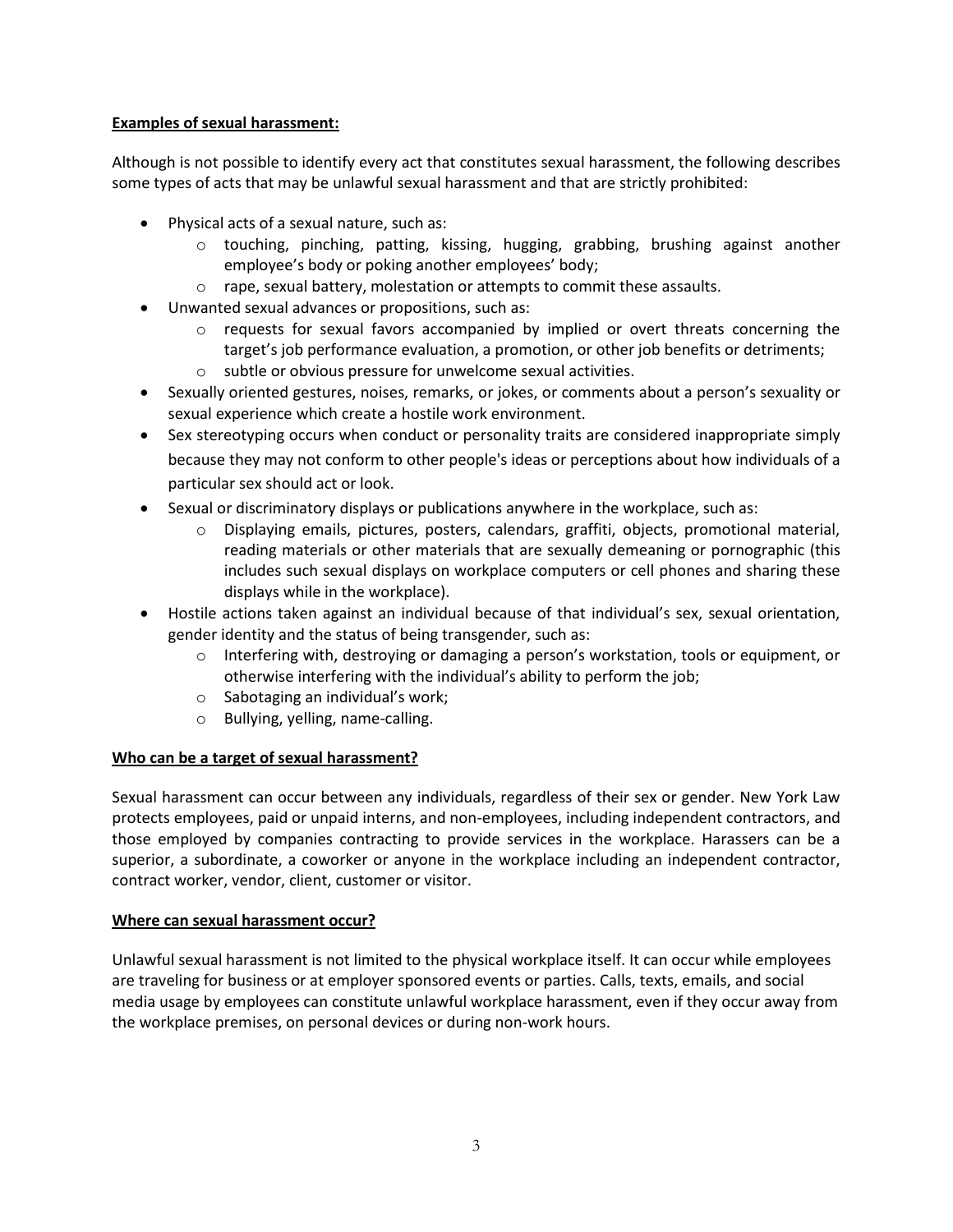**Examples of sexual harassment:**

Although is not possible to identify every act that constitutes sexual harassment, the following describes some types of acts that may be unlawful sexual harassment and that are strictly prohibited:

- Physical acts of a sexual nature, such as:
  - touching, pinching, patting, kissing, hugging, grabbing, brushing against another employee's body or poking another employees' body;
  - rape, sexual battery, molestation or attempts to commit these assaults.
- Unwanted sexual advances or propositions, such as:
  - requests for sexual favors accompanied by implied or overt threats concerning the target's job performance evaluation, a promotion, or other job benefits or detriments;
  - subtle or obvious pressure for unwelcome sexual activities.
- Sexually oriented gestures, noises, remarks, or jokes, or comments about a person's sexuality or sexual experience which create a hostile work environment.
- Sex stereotyping occurs when conduct or personality traits are considered inappropriate simply because they may not conform to other people's ideas or perceptions about how individuals of a particular sex should act or look.
- Sexual or discriminatory displays or publications anywhere in the workplace, such as:
  - Displaying emails, pictures, posters, calendars, graffiti, objects, promotional material, reading materials or other materials that are sexually demeaning or pornographic (this includes such sexual displays on workplace computers or cell phones and sharing these displays while in the workplace).
- Hostile actions taken against an individual because of that individual's sex, sexual orientation, gender identity and the status of being transgender, such as:
  - Interfering with, destroying or damaging a person's workstation, tools or equipment, or otherwise interfering with the individual's ability to perform the job;
  - Sabotaging an individual's work;
  - Bullying, yelling, name-calling.

**Who can be a target of sexual harassment?**

Sexual harassment can occur between any individuals, regardless of their sex or gender. New York Law protects employees, paid or unpaid interns, and non-employees, including independent contractors, and those employed by companies contracting to provide services in the workplace. Harassers can be a superior, a subordinate, a coworker or anyone in the workplace including an independent contractor, contract worker, vendor, client, customer or visitor.

**Where can sexual harassment occur?**

Unlawful sexual harassment is not limited to the physical workplace itself. It can occur while employees are traveling for business or at employer sponsored events or parties. Calls, texts, emails, and social media usage by employees can constitute unlawful workplace harassment, even if they occur away from the workplace premises, on personal devices or during non-work hours.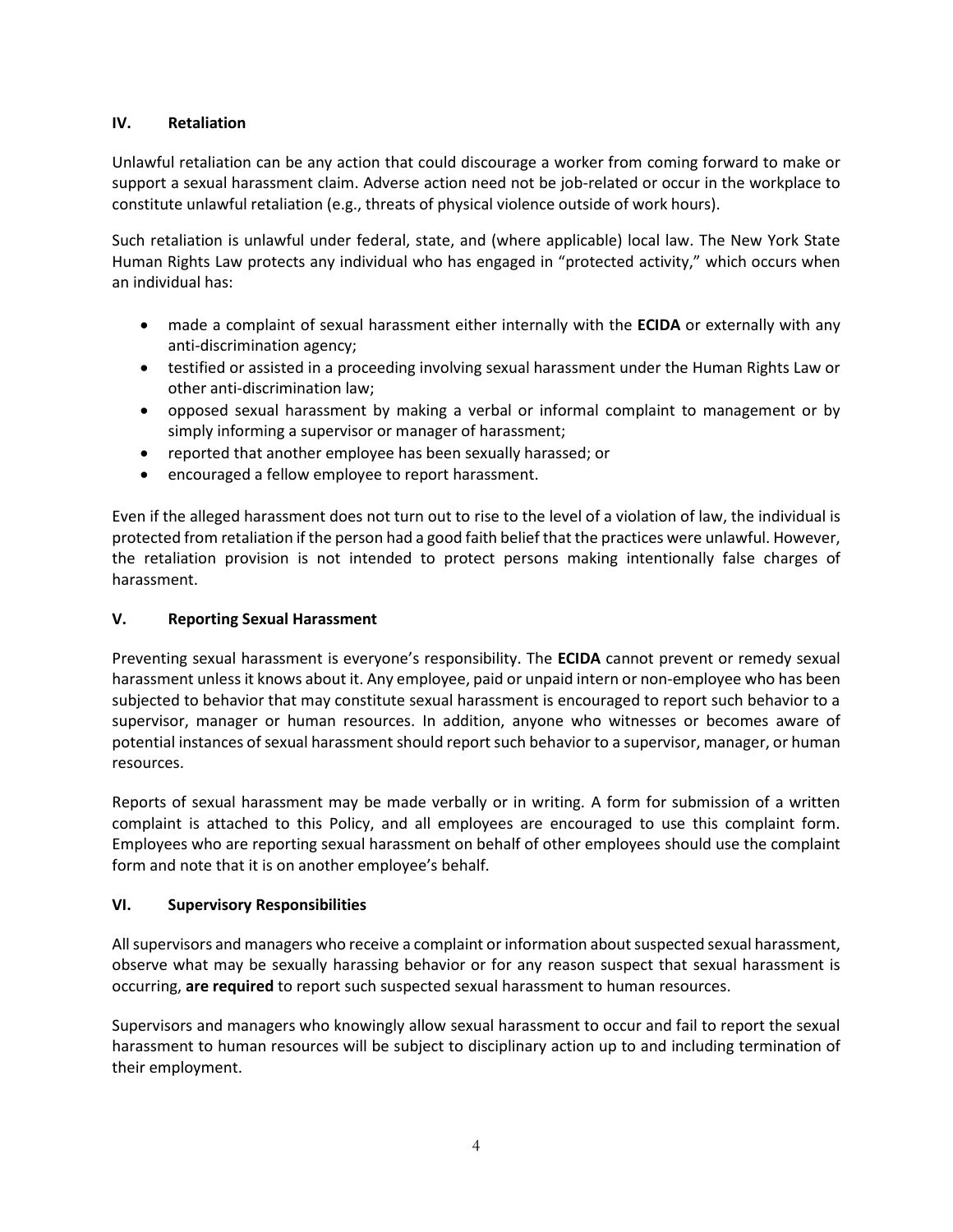## IV. Retaliation

Unlawful retaliation can be any action that could discourage a worker from coming forward to make or support a sexual harassment claim. Adverse action need not be job-related or occur in the workplace to constitute unlawful retaliation (e.g., threats of physical violence outside of work hours).

Such retaliation is unlawful under federal, state, and (where applicable) local law. The New York State Human Rights Law protects any individual who has engaged in "protected activity," which occurs when an individual has:

- made a complaint of sexual harassment either internally with the **ECIDA** or externally with any anti-discrimination agency;
- testified or assisted in a proceeding involving sexual harassment under the Human Rights Law or other anti-discrimination law;
- opposed sexual harassment by making a verbal or informal complaint to management or by simply informing a supervisor or manager of harassment;
- reported that another employee has been sexually harassed; or
- encouraged a fellow employee to report harassment.

Even if the alleged harassment does not turn out to rise to the level of a violation of law, the individual is protected from retaliation if the person had a good faith belief that the practices were unlawful. However, the retaliation provision is not intended to protect persons making intentionally false charges of harassment.

## V. Reporting Sexual Harassment

Preventing sexual harassment is everyone's responsibility. The **ECIDA** cannot prevent or remedy sexual harassment unless it knows about it. Any employee, paid or unpaid intern or non-employee who has been subjected to behavior that may constitute sexual harassment is encouraged to report such behavior to a supervisor, manager or human resources. In addition, anyone who witnesses or becomes aware of potential instances of sexual harassment should report such behavior to a supervisor, manager, or human resources.

Reports of sexual harassment may be made verbally or in writing. A form for submission of a written complaint is attached to this Policy, and all employees are encouraged to use this complaint form. Employees who are reporting sexual harassment on behalf of other employees should use the complaint form and note that it is on another employee's behalf.

## VI. Supervisory Responsibilities

All supervisors and managers who receive a complaint or information about suspected sexual harassment, observe what may be sexually harassing behavior or for any reason suspect that sexual harassment is occurring, **are required** to report such suspected sexual harassment to human resources.

Supervisors and managers who knowingly allow sexual harassment to occur and fail to report the sexual harassment to human resources will be subject to disciplinary action up to and including termination of their employment.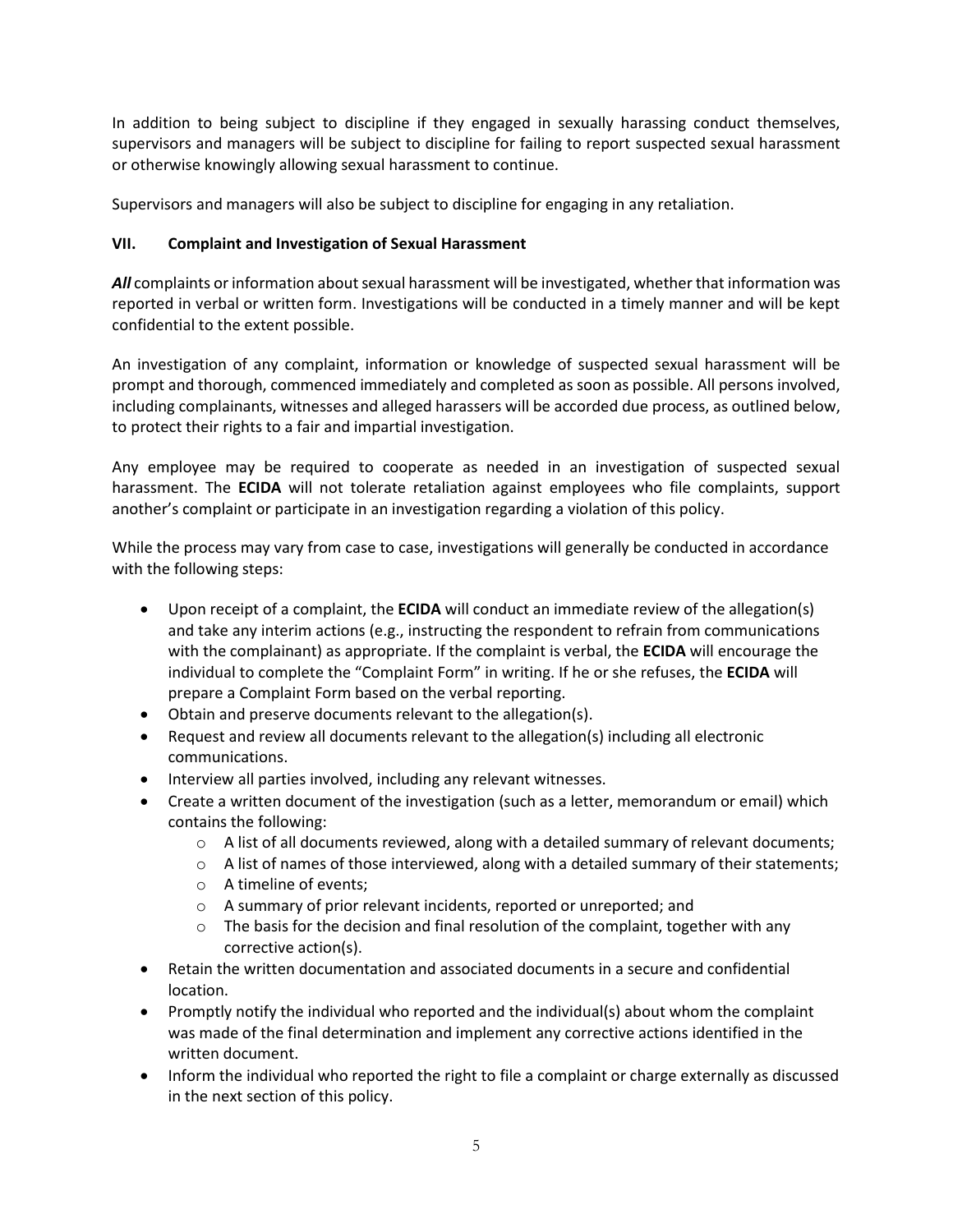In addition to being subject to discipline if they engaged in sexually harassing conduct themselves, supervisors and managers will be subject to discipline for failing to report suspected sexual harassment or otherwise knowingly allowing sexual harassment to continue.

Supervisors and managers will also be subject to discipline for engaging in any retaliation.

## VII. Complaint and Investigation of Sexual Harassment

***All*** complaints or information about sexual harassment will be investigated, whether that information was reported in verbal or written form. Investigations will be conducted in a timely manner and will be kept confidential to the extent possible.

An investigation of any complaint, information or knowledge of suspected sexual harassment will be prompt and thorough, commenced immediately and completed as soon as possible. All persons involved, including complainants, witnesses and alleged harassers will be accorded due process, as outlined below, to protect their rights to a fair and impartial investigation.

Any employee may be required to cooperate as needed in an investigation of suspected sexual harassment. The **ECIDA** will not tolerate retaliation against employees who file complaints, support another's complaint or participate in an investigation regarding a violation of this policy.

While the process may vary from case to case, investigations will generally be conducted in accordance with the following steps:

- Upon receipt of a complaint, the **ECIDA** will conduct an immediate review of the allegation(s) and take any interim actions (e.g., instructing the respondent to refrain from communications with the complainant) as appropriate. If the complaint is verbal, the **ECIDA** will encourage the individual to complete the "Complaint Form" in writing. If he or she refuses, the **ECIDA** will prepare a Complaint Form based on the verbal reporting.
- Obtain and preserve documents relevant to the allegation(s).
- Request and review all documents relevant to the allegation(s) including all electronic communications.
- Interview all parties involved, including any relevant witnesses.
- Create a written document of the investigation (such as a letter, memorandum or email) which contains the following:
  - A list of all documents reviewed, along with a detailed summary of relevant documents;
  - A list of names of those interviewed, along with a detailed summary of their statements;
  - A timeline of events;
  - A summary of prior relevant incidents, reported or unreported; and
  - The basis for the decision and final resolution of the complaint, together with any corrective action(s).
- Retain the written documentation and associated documents in a secure and confidential location.
- Promptly notify the individual who reported and the individual(s) about whom the complaint was made of the final determination and implement any corrective actions identified in the written document.
- Inform the individual who reported the right to file a complaint or charge externally as discussed in the next section of this policy.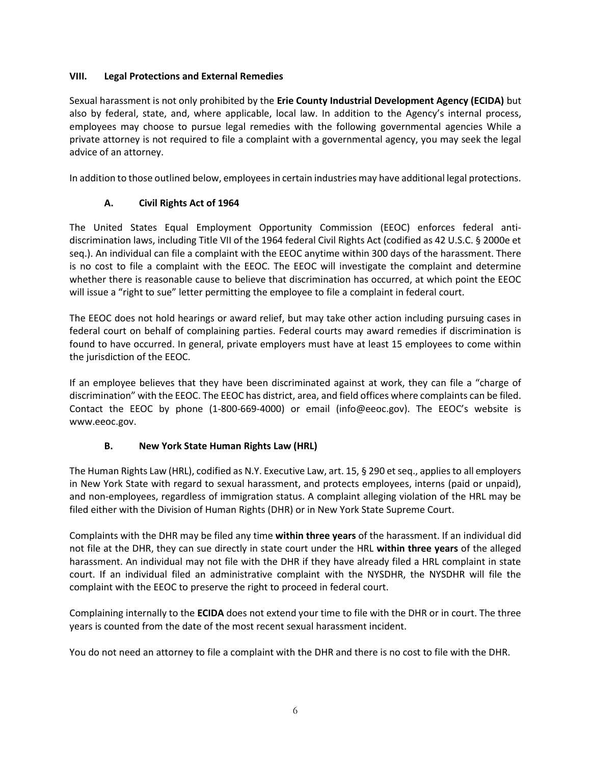## VIII. Legal Protections and External Remedies

Sexual harassment is not only prohibited by the **Erie County Industrial Development Agency (ECIDA)** but also by federal, state, and, where applicable, local law. In addition to the Agency's internal process, employees may choose to pursue legal remedies with the following governmental agencies While a private attorney is not required to file a complaint with a governmental agency, you may seek the legal advice of an attorney.

In addition to those outlined below, employees in certain industries may have additional legal protections.

### A. Civil Rights Act of 1964

The United States Equal Employment Opportunity Commission (EEOC) enforces federal anti-discrimination laws, including Title VII of the 1964 federal Civil Rights Act (codified as 42 U.S.C. § 2000e et seq.). An individual can file a complaint with the EEOC anytime within 300 days of the harassment. There is no cost to file a complaint with the EEOC. The EEOC will investigate the complaint and determine whether there is reasonable cause to believe that discrimination has occurred, at which point the EEOC will issue a "right to sue" letter permitting the employee to file a complaint in federal court.

The EEOC does not hold hearings or award relief, but may take other action including pursuing cases in federal court on behalf of complaining parties. Federal courts may award remedies if discrimination is found to have occurred. In general, private employers must have at least 15 employees to come within the jurisdiction of the EEOC.

If an employee believes that they have been discriminated against at work, they can file a "charge of discrimination" with the EEOC. The EEOC has district, area, and field offices where complaints can be filed. Contact the EEOC by phone (1-800-669-4000) or email (info@eeoc.gov). The EEOC's website is www.eeoc.gov.

### B. New York State Human Rights Law (HRL)

The Human Rights Law (HRL), codified as N.Y. Executive Law, art. 15, § 290 et seq., applies to all employers in New York State with regard to sexual harassment, and protects employees, interns (paid or unpaid), and non-employees, regardless of immigration status. A complaint alleging violation of the HRL may be filed either with the Division of Human Rights (DHR) or in New York State Supreme Court.

Complaints with the DHR may be filed any time **within three years** of the harassment. If an individual did not file at the DHR, they can sue directly in state court under the HRL **within three years** of the alleged harassment. An individual may not file with the DHR if they have already filed a HRL complaint in state court. If an individual filed an administrative complaint with the NYSDHR, the NYSDHR will file the complaint with the EEOC to preserve the right to proceed in federal court.

Complaining internally to the **ECIDA** does not extend your time to file with the DHR or in court. The three years is counted from the date of the most recent sexual harassment incident.

You do not need an attorney to file a complaint with the DHR and there is no cost to file with the DHR.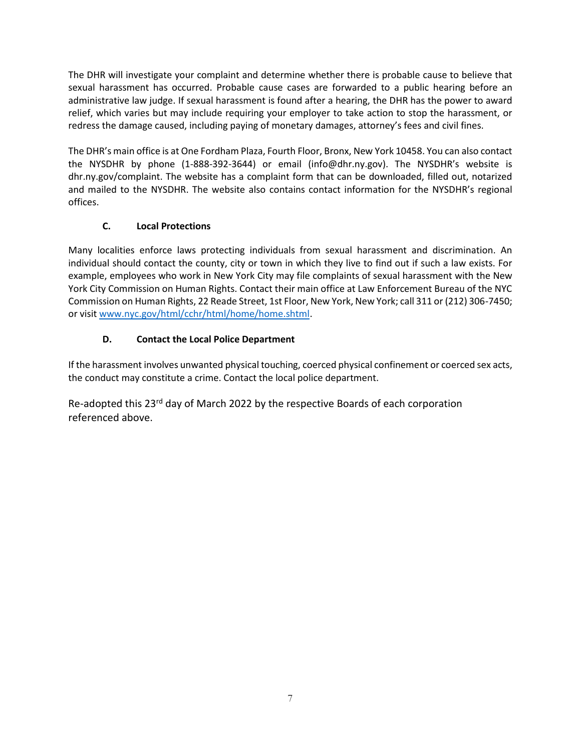The DHR will investigate your complaint and determine whether there is probable cause to believe that sexual harassment has occurred. Probable cause cases are forwarded to a public hearing before an administrative law judge. If sexual harassment is found after a hearing, the DHR has the power to award relief, which varies but may include requiring your employer to take action to stop the harassment, or redress the damage caused, including paying of monetary damages, attorney's fees and civil fines.

The DHR's main office is at One Fordham Plaza, Fourth Floor, Bronx, New York 10458. You can also contact the NYSDHR by phone (1-888-392-3644) or email (info@dhr.ny.gov). The NYSDHR's website is dhr.ny.gov/complaint. The website has a complaint form that can be downloaded, filled out, notarized and mailed to the NYSDHR. The website also contains contact information for the NYSDHR's regional offices.

### C. Local Protections

Many localities enforce laws protecting individuals from sexual harassment and discrimination. An individual should contact the county, city or town in which they live to find out if such a law exists. For example, employees who work in New York City may file complaints of sexual harassment with the New York City Commission on Human Rights. Contact their main office at Law Enforcement Bureau of the NYC Commission on Human Rights, 22 Reade Street, 1st Floor, New York, New York; call 311 or (212) 306-7450; or visit [www.nyc.gov/html/cchr/html/home/home.shtml](www.nyc.gov/html/cchr/html/home/home.shtml).

### D. Contact the Local Police Department

If the harassment involves unwanted physical touching, coerced physical confinement or coerced sex acts, the conduct may constitute a crime. Contact the local police department.

Re-adopted this 23rd day of March 2022 by the respective Boards of each corporation referenced above.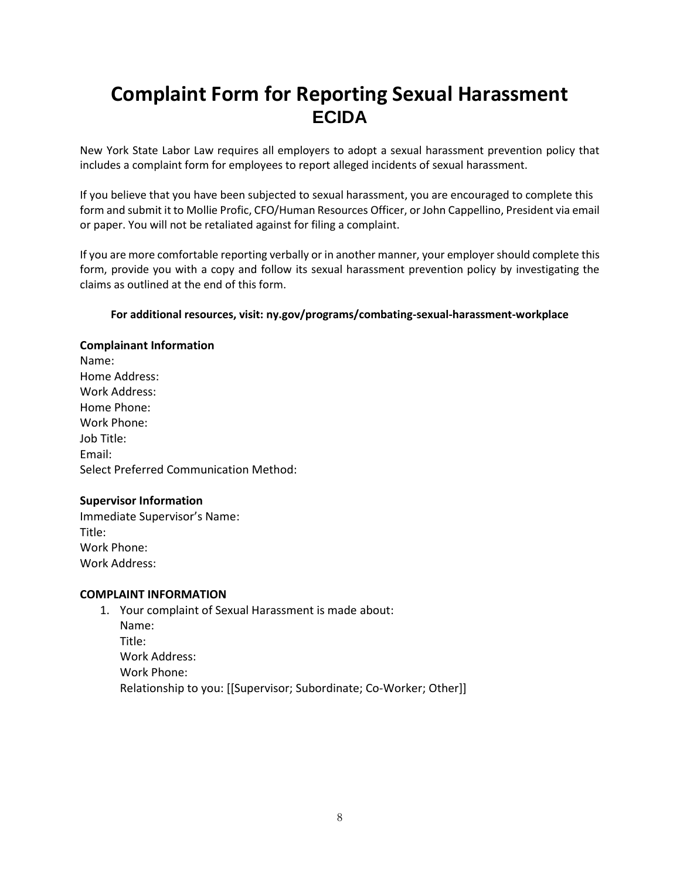# Complaint Form for Reporting Sexual Harassment

## ECIDA

New York State Labor Law requires all employers to adopt a sexual harassment prevention policy that includes a complaint form for employees to report alleged incidents of sexual harassment.

If you believe that you have been subjected to sexual harassment, you are encouraged to complete this form and submit it to Mollie Profic, CFO/Human Resources Officer, or John Cappellino, President via email or paper. You will not be retaliated against for filing a complaint.

If you are more comfortable reporting verbally or in another manner, your employer should complete this form, provide you with a copy and follow its sexual harassment prevention policy by investigating the claims as outlined at the end of this form.

**For additional resources, visit: ny.gov/programs/combating-sexual-harassment-workplace**

**Complainant Information**

Name:
Home Address:
Work Address:
Home Phone:
Work Phone:
Job Title:
Email:
Select Preferred Communication Method:

**Supervisor Information**

Immediate Supervisor's Name:
Title:
Work Phone:
Work Address:

**COMPLAINT INFORMATION**

1. Your complaint of Sexual Harassment is made about:
   Name:
   Title:
   Work Address:
   Work Phone:
   Relationship to you: [[Supervisor; Subordinate; Co-Worker; Other]]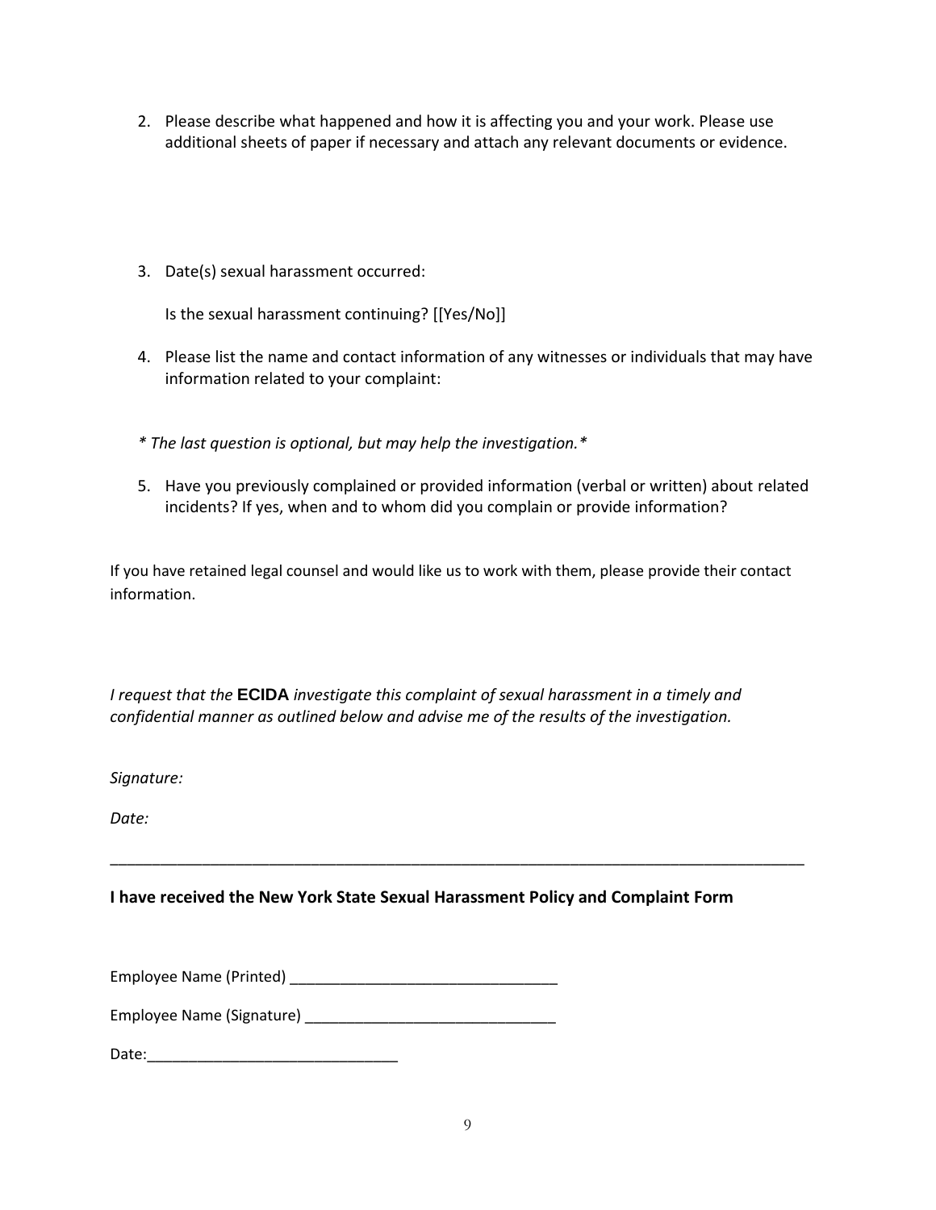2. Please describe what happened and how it is affecting you and your work. Please use additional sheets of paper if necessary and attach any relevant documents or evidence.

3. Date(s) sexual harassment occurred:

   Is the sexual harassment continuing? [[Yes/No]]

4. Please list the name and contact information of any witnesses or individuals that may have information related to your complaint:

*\* The last question is optional, but may help the investigation.\**

5. Have you previously complained or provided information (verbal or written) about related incidents? If yes, when and to whom did you complain or provide information?

If you have retained legal counsel and would like us to work with them, please provide their contact information.

*I request that the* **ECIDA** *investigate this complaint of sexual harassment in a timely and confidential manner as outlined below and advise me of the results of the investigation.*

*Signature:*

*Date:*

---

**I have received the New York State Sexual Harassment Policy and Complaint Form**

Employee Name (Printed) _______________________________

Employee Name (Signature) _____________________________

Date:_____________________________